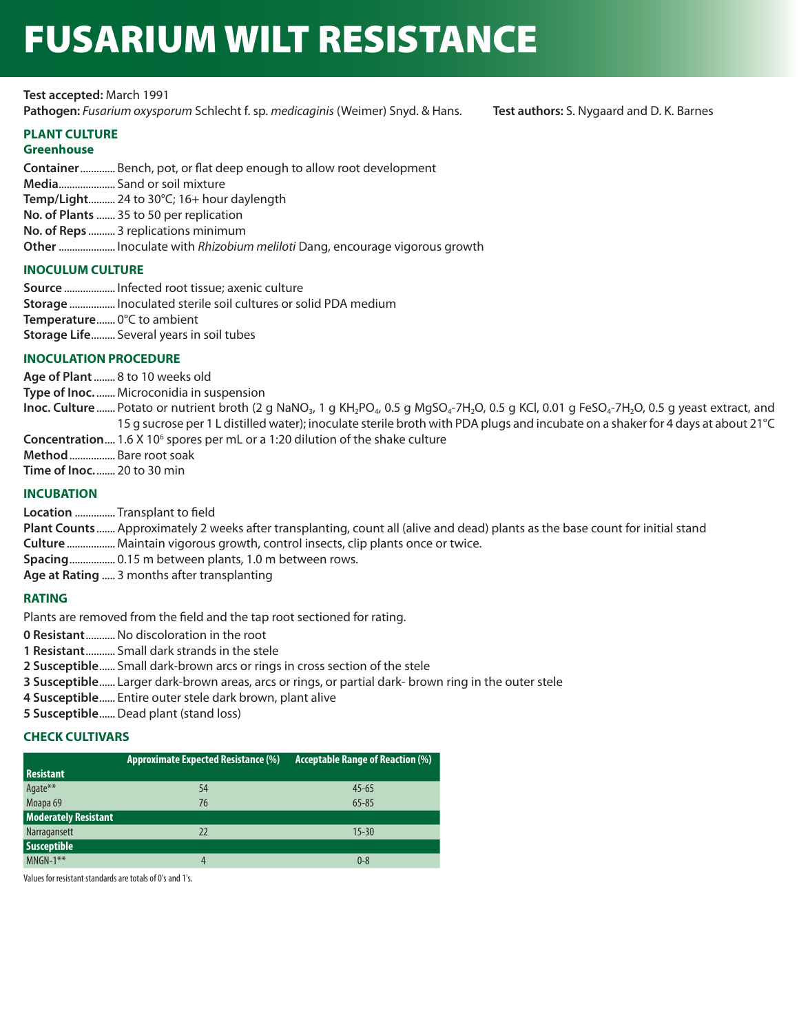# FUSARIUM WILT RESISTANCE

**Test accepted:** March 1991

**Pathogen:** *Fusarium oxysporum* Schlecht f. sp. *medicaginis* (Weimer) Snyd. & Hans.

**Test authors:** S. Nygaard and D. K. Barnes

## PLANT CULTURE

### Greenhouse

**Container** ............ Bench, pot, or flat deep enough to allow root development
**Media** ..................... Sand or soil mixture
**Temp/Light** .......... 24 to 30°C; 16+ hour daylength
**No. of Plants** ....... 35 to 50 per replication
**No. of Reps** .......... 3 replications minimum
**Other** ..................... Inoculate with *Rhizobium meliloti* Dang, encourage vigorous growth

## INOCULUM CULTURE

**Source** ................... Infected root tissue; axenic culture
**Storage** ................. Inoculated sterile soil cultures or solid PDA medium
**Temperature** ....... 0°C to ambient
**Storage Life** ......... Several years in soil tubes

## INOCULATION PROCEDURE

**Age of Plant** ........ 8 to 10 weeks old
**Type of Inoc.** ....... Microconidia in suspension
**Inoc. Culture** ....... Potato or nutrient broth (2 g $NaNO_3$, 1 g $KH_2PO_4$, 0.5 g $MgSO_4$-$7H_2O$, 0.5 g KCl, 0.01 g $FeSO_4$-$7H_2O$, 0.5 g yeast extract, and 15 g sucrose per 1 L distilled water); inoculate sterile broth with PDA plugs and incubate on a shaker for 4 days at about 21°C
**Concentration** .... $1.6 \times 10^6$ spores per mL or a 1:20 dilution of the shake culture
**Method** ................. Bare root soak
**Time of Inoc.** ....... 20 to 30 min

## INCUBATION

**Location** ............... Transplant to field
**Plant Counts** ....... Approximately 2 weeks after transplanting, count all (alive and dead) plants as the base count for initial stand
**Culture** .................. Maintain vigorous growth, control insects, clip plants once or twice.
**Spacing** ................. 0.15 m between plants, 1.0 m between rows.
**Age at Rating** ..... 3 months after transplanting

## RATING

Plants are removed from the field and the tap root sectioned for rating.

**0 Resistant** ........... No discoloration in the root
**1 Resistant** ........... Small dark strands in the stele
**2 Susceptible** ...... Small dark-brown arcs or rings in cross section of the stele
**3 Susceptible** ...... Larger dark-brown areas, arcs or rings, or partial dark- brown ring in the outer stele
**4 Susceptible** ...... Entire outer stele dark brown, plant alive
**5 Susceptible** ...... Dead plant (stand loss)

## CHECK CULTIVARS

| | Approximate Expected Resistance (%) | Acceptable Range of Reaction (%) |
|---|---|---|
| **Resistant** | | |
| Agate** | 54 | 45-65 |
| Moapa 69 | 76 | 65-85 |
| **Moderately Resistant** | | |
| Narragansett | 22 | 15-30 |
| **Susceptible** | | |
| MNGN-1** | 4 | 0-8 |

Values for resistant standards are totals of 0's and 1's.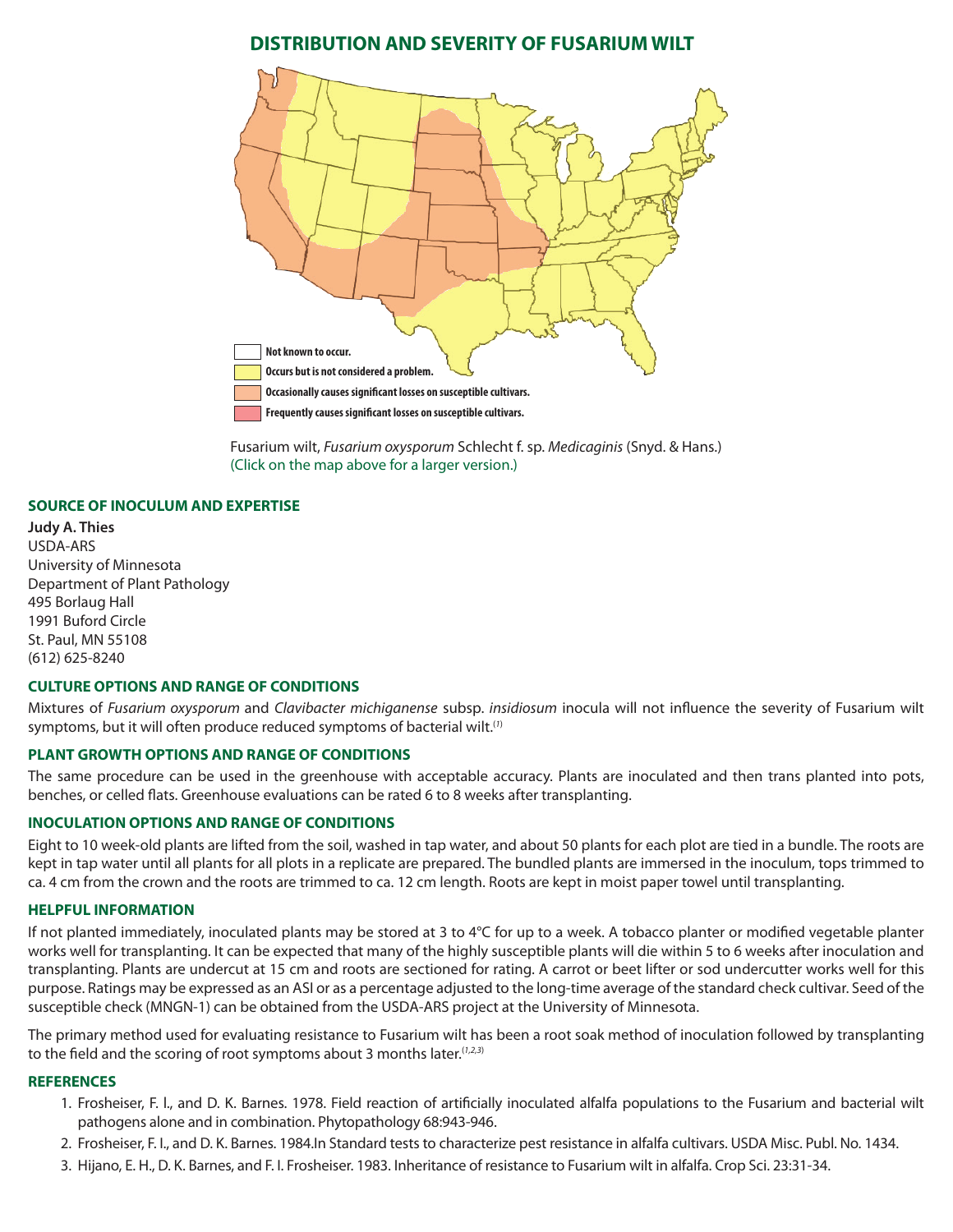# DISTRIBUTION AND SEVERITY OF FUSARIUM WILT

Not known to occur.

Occurs but is not considered a problem.

Occasionally causes significant losses on susceptible cultivars.

Frequently causes significant losses on susceptible cultivars.

Fusarium wilt, *Fusarium oxysporum* Schlecht f. sp. *Medicaginis* (Snyd. & Hans.)
(Click on the map above for a larger version.)

## SOURCE OF INOCULUM AND EXPERTISE

**Judy A. Thies**
USDA-ARS
University of Minnesota
Department of Plant Pathology
495 Borlaug Hall
1991 Buford Circle
St. Paul, MN 55108
(612) 625-8240

## CULTURE OPTIONS AND RANGE OF CONDITIONS

Mixtures of *Fusarium oxysporum* and *Clavibacter michiganense* subsp. *insidiosum* inocula will not influence the severity of Fusarium wilt symptoms, but it will often produce reduced symptoms of bacterial wilt.[1]

## PLANT GROWTH OPTIONS AND RANGE OF CONDITIONS

The same procedure can be used in the greenhouse with acceptable accuracy. Plants are inoculated and then trans planted into pots, benches, or celled flats. Greenhouse evaluations can be rated 6 to 8 weeks after transplanting.

## INOCULATION OPTIONS AND RANGE OF CONDITIONS

Eight to 10 week-old plants are lifted from the soil, washed in tap water, and about 50 plants for each plot are tied in a bundle. The roots are kept in tap water until all plants for all plots in a replicate are prepared. The bundled plants are immersed in the inoculum, tops trimmed to ca. 4 cm from the crown and the roots are trimmed to ca. 12 cm length. Roots are kept in moist paper towel until transplanting.

## HELPFUL INFORMATION

If not planted immediately, inoculated plants may be stored at 3 to 4°C for up to a week. A tobacco planter or modified vegetable planter works well for transplanting. It can be expected that many of the highly susceptible plants will die within 5 to 6 weeks after inoculation and transplanting. Plants are undercut at 15 cm and roots are sectioned for rating. A carrot or beet lifter or sod undercutter works well for this purpose. Ratings may be expressed as an ASI or as a percentage adjusted to the long-time average of the standard check cultivar. Seed of the susceptible check (MNGN-1) can be obtained from the USDA-ARS project at the University of Minnesota.

The primary method used for evaluating resistance to Fusarium wilt has been a root soak method of inoculation followed by transplanting to the field and the scoring of root symptoms about 3 months later.[1,2,3]

## REFERENCES

1. Frosheiser, F. I., and D. K. Barnes. 1978. Field reaction of artificially inoculated alfalfa populations to the Fusarium and bacterial wilt pathogens alone and in combination. Phytopathology 68:943-946.
2. Frosheiser, F. I., and D. K. Barnes. 1984.In Standard tests to characterize pest resistance in alfalfa cultivars. USDA Misc. Publ. No. 1434.
3. Hijano, E. H., D. K. Barnes, and F. I. Frosheiser. 1983. Inheritance of resistance to Fusarium wilt in alfalfa. Crop Sci. 23:31-34.